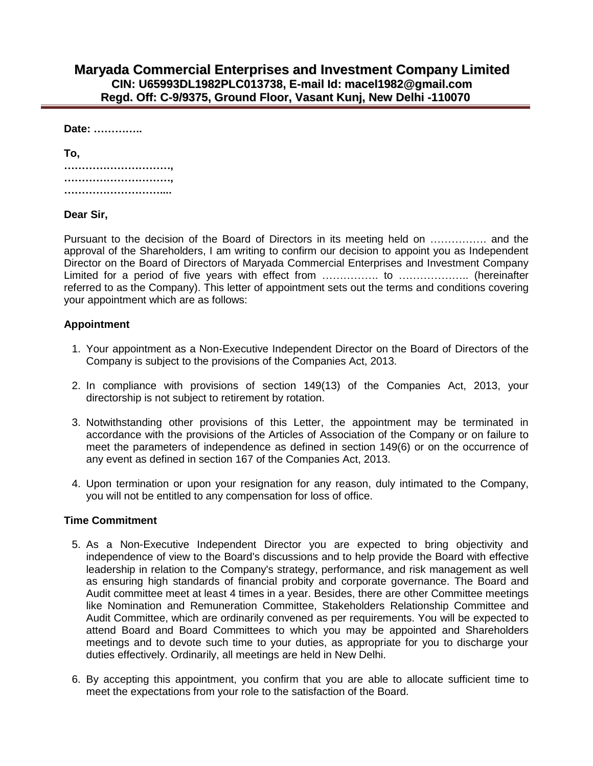# Maryada Commercial Enterprises and Investment Company Limited

**CIN: U65993DL1982PLC013738, E-mail Id: macel1982@gmail.com**
**Regd. Off: C-9/9375, Ground Floor, Vasant Kunj, New Delhi -110070**

**Date: …………..**

**To,**
**…………………………,**
**…………………………,**
**………………………....**

**Dear Sir,**

Pursuant to the decision of the Board of Directors in its meeting held on ……………. and the approval of the Shareholders, I am writing to confirm our decision to appoint you as Independent Director on the Board of Directors of Maryada Commercial Enterprises and Investment Company Limited for a period of five years with effect from ……………. to ……………….. (hereinafter referred to as the Company). This letter of appointment sets out the terms and conditions covering your appointment which are as follows:

### Appointment

1. Your appointment as a Non-Executive Independent Director on the Board of Directors of the Company is subject to the provisions of the Companies Act, 2013.

2. In compliance with provisions of section 149(13) of the Companies Act, 2013, your directorship is not subject to retirement by rotation.

3. Notwithstanding other provisions of this Letter, the appointment may be terminated in accordance with the provisions of the Articles of Association of the Company or on failure to meet the parameters of independence as defined in section 149(6) or on the occurrence of any event as defined in section 167 of the Companies Act, 2013.

4. Upon termination or upon your resignation for any reason, duly intimated to the Company, you will not be entitled to any compensation for loss of office.

### Time Commitment

5. As a Non-Executive Independent Director you are expected to bring objectivity and independence of view to the Board's discussions and to help provide the Board with effective leadership in relation to the Company's strategy, performance, and risk management as well as ensuring high standards of financial probity and corporate governance. The Board and Audit committee meet at least 4 times in a year. Besides, there are other Committee meetings like Nomination and Remuneration Committee, Stakeholders Relationship Committee and Audit Committee, which are ordinarily convened as per requirements. You will be expected to attend Board and Board Committees to which you may be appointed and Shareholders meetings and to devote such time to your duties, as appropriate for you to discharge your duties effectively. Ordinarily, all meetings are held in New Delhi.

6. By accepting this appointment, you confirm that you are able to allocate sufficient time to meet the expectations from your role to the satisfaction of the Board.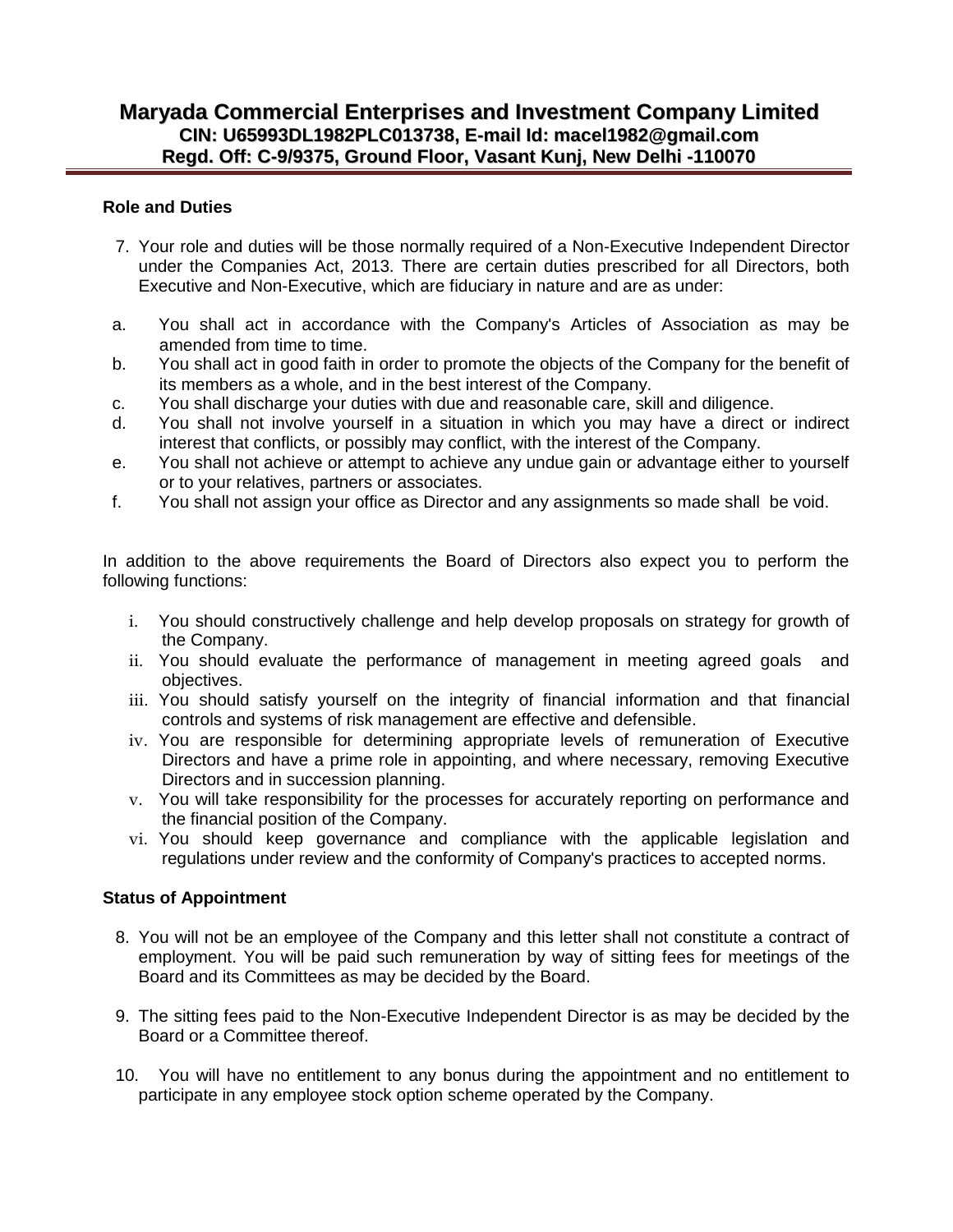# Maryada Commercial Enterprises and Investment Company Limited
**CIN: U65993DL1982PLC013738, E-mail Id: macel1982@gmail.com**
**Regd. Off: C-9/9375, Ground Floor, Vasant Kunj, New Delhi -110070**

**Role and Duties**

7. Your role and duties will be those normally required of a Non-Executive Independent Director under the Companies Act, 2013. There are certain duties prescribed for all Directors, both Executive and Non-Executive, which are fiduciary in nature and are as under:

a. You shall act in accordance with the Company's Articles of Association as may be amended from time to time.
b. You shall act in good faith in order to promote the objects of the Company for the benefit of its members as a whole, and in the best interest of the Company.
c. You shall discharge your duties with due and reasonable care, skill and diligence.
d. You shall not involve yourself in a situation in which you may have a direct or indirect interest that conflicts, or possibly may conflict, with the interest of the Company.
e. You shall not achieve or attempt to achieve any undue gain or advantage either to yourself or to your relatives, partners or associates.
f. You shall not assign your office as Director and any assignments so made shall be void.

In addition to the above requirements the Board of Directors also expect you to perform the following functions:

i. You should constructively challenge and help develop proposals on strategy for growth of the Company.
ii. You should evaluate the performance of management in meeting agreed goals and objectives.
iii. You should satisfy yourself on the integrity of financial information and that financial controls and systems of risk management are effective and defensible.
iv. You are responsible for determining appropriate levels of remuneration of Executive Directors and have a prime role in appointing, and where necessary, removing Executive Directors and in succession planning.
v. You will take responsibility for the processes for accurately reporting on performance and the financial position of the Company.
vi. You should keep governance and compliance with the applicable legislation and regulations under review and the conformity of Company's practices to accepted norms.

**Status of Appointment**

8. You will not be an employee of the Company and this letter shall not constitute a contract of employment. You will be paid such remuneration by way of sitting fees for meetings of the Board and its Committees as may be decided by the Board.

9. The sitting fees paid to the Non-Executive Independent Director is as may be decided by the Board or a Committee thereof.

10. You will have no entitlement to any bonus during the appointment and no entitlement to participate in any employee stock option scheme operated by the Company.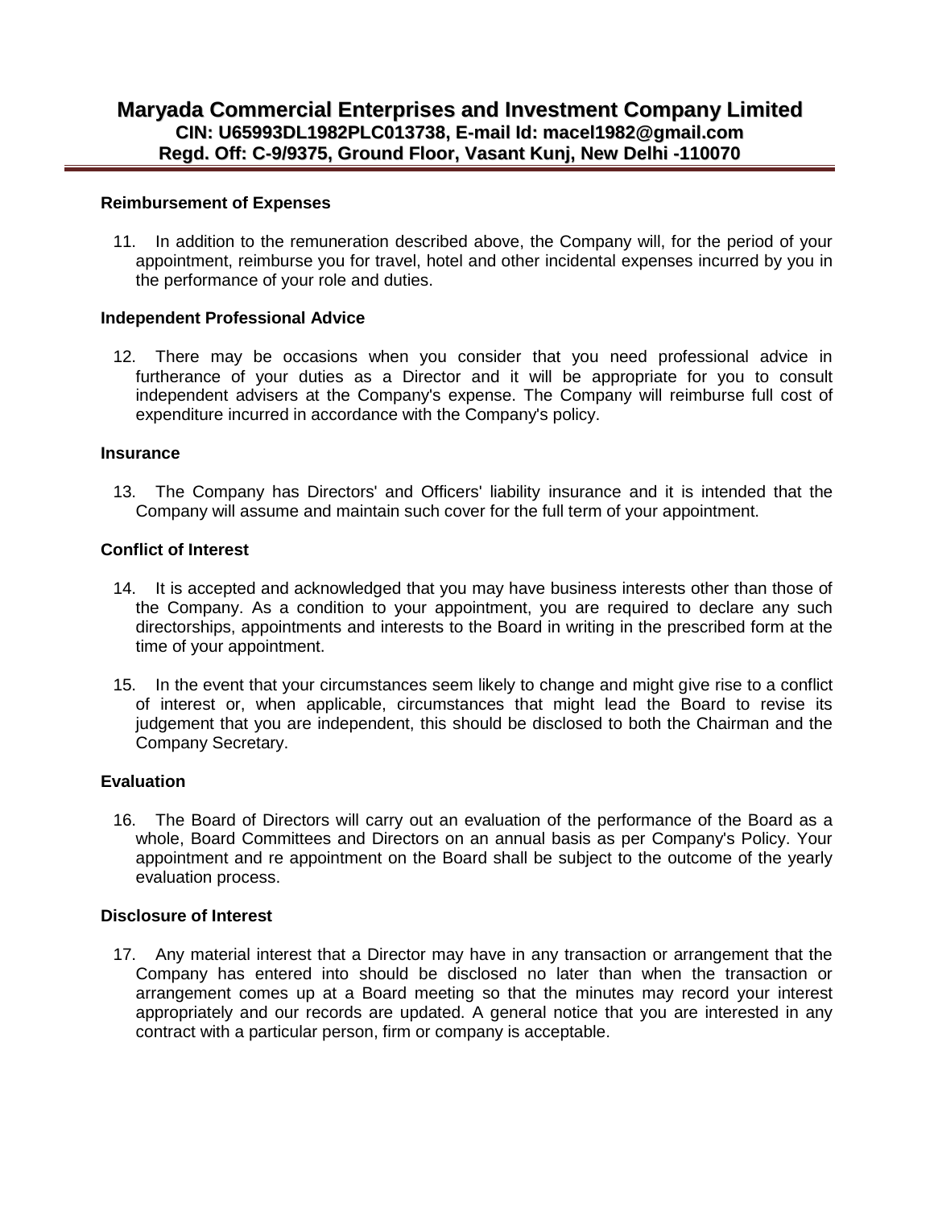**Reimbursement of Expenses**

11. In addition to the remuneration described above, the Company will, for the period of your appointment, reimburse you for travel, hotel and other incidental expenses incurred by you in the performance of your role and duties.

**Independent Professional Advice**

12. There may be occasions when you consider that you need professional advice in furtherance of your duties as a Director and it will be appropriate for you to consult independent advisers at the Company's expense. The Company will reimburse full cost of expenditure incurred in accordance with the Company's policy.

**Insurance**

13. The Company has Directors' and Officers' liability insurance and it is intended that the Company will assume and maintain such cover for the full term of your appointment.

**Conflict of Interest**

14. It is accepted and acknowledged that you may have business interests other than those of the Company. As a condition to your appointment, you are required to declare any such directorships, appointments and interests to the Board in writing in the prescribed form at the time of your appointment.

15. In the event that your circumstances seem likely to change and might give rise to a conflict of interest or, when applicable, circumstances that might lead the Board to revise its judgement that you are independent, this should be disclosed to both the Chairman and the Company Secretary.

**Evaluation**

16. The Board of Directors will carry out an evaluation of the performance of the Board as a whole, Board Committees and Directors on an annual basis as per Company's Policy. Your appointment and re appointment on the Board shall be subject to the outcome of the yearly evaluation process.

**Disclosure of Interest**

17. Any material interest that a Director may have in any transaction or arrangement that the Company has entered into should be disclosed no later than when the transaction or arrangement comes up at a Board meeting so that the minutes may record your interest appropriately and our records are updated. A general notice that you are interested in any contract with a particular person, firm or company is acceptable.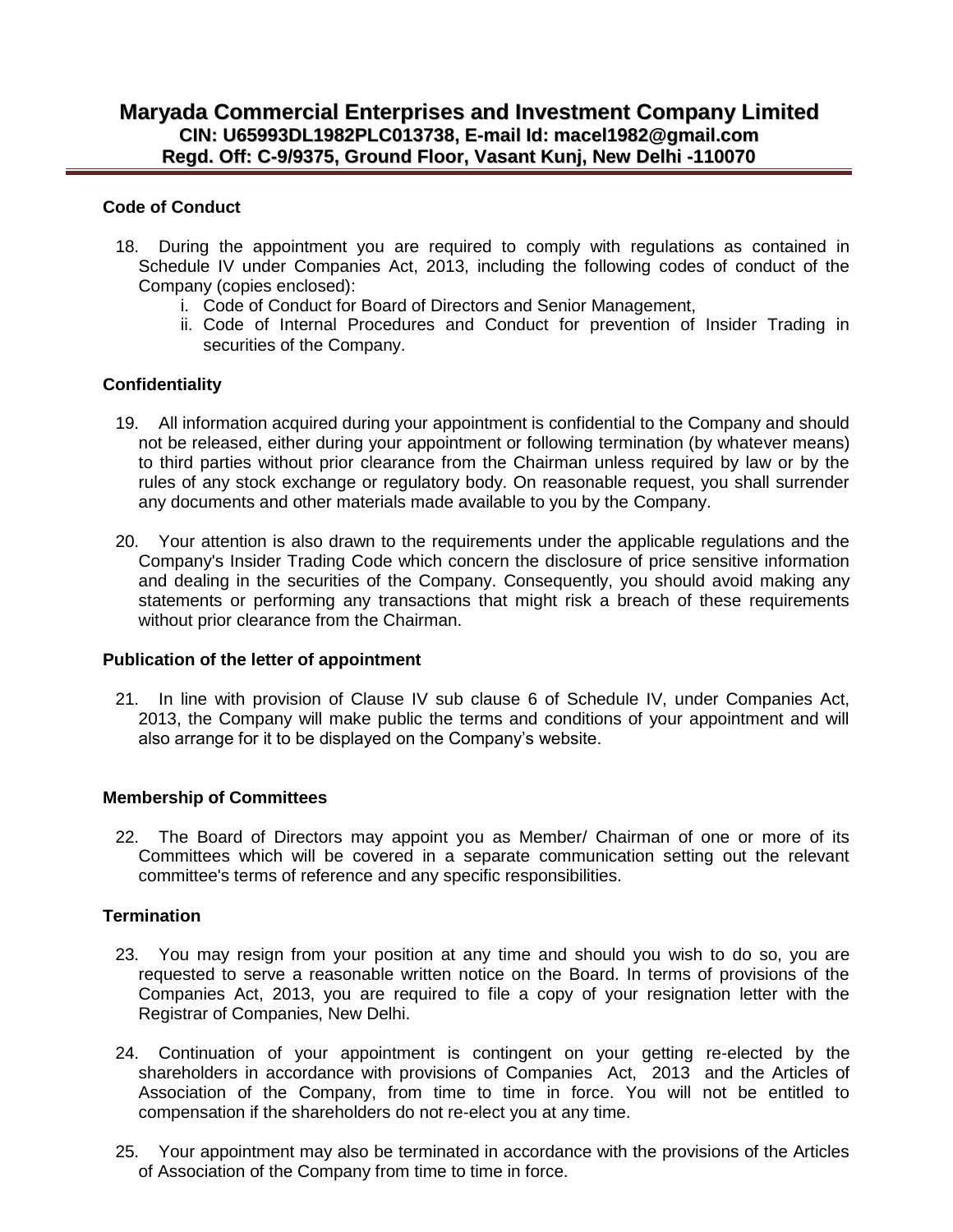# Maryada Commercial Enterprises and Investment Company Limited
**CIN: U65993DL1982PLC013738, E-mail Id: macel1982@gmail.com**
**Regd. Off: C-9/9375, Ground Floor, Vasant Kunj, New Delhi -110070**

### Code of Conduct

18. During the appointment you are required to comply with regulations as contained in Schedule IV under Companies Act, 2013, including the following codes of conduct of the Company (copies enclosed):
    i. Code of Conduct for Board of Directors and Senior Management,
    ii. Code of Internal Procedures and Conduct for prevention of Insider Trading in securities of the Company.

### Confidentiality

19. All information acquired during your appointment is confidential to the Company and should not be released, either during your appointment or following termination (by whatever means) to third parties without prior clearance from the Chairman unless required by law or by the rules of any stock exchange or regulatory body. On reasonable request, you shall surrender any documents and other materials made available to you by the Company.

20. Your attention is also drawn to the requirements under the applicable regulations and the Company's Insider Trading Code which concern the disclosure of price sensitive information and dealing in the securities of the Company. Consequently, you should avoid making any statements or performing any transactions that might risk a breach of these requirements without prior clearance from the Chairman.

### Publication of the letter of appointment

21. In line with provision of Clause IV sub clause 6 of Schedule IV, under Companies Act, 2013, the Company will make public the terms and conditions of your appointment and will also arrange for it to be displayed on the Company's website.

### Membership of Committees

22. The Board of Directors may appoint you as Member/ Chairman of one or more of its Committees which will be covered in a separate communication setting out the relevant committee's terms of reference and any specific responsibilities.

### Termination

23. You may resign from your position at any time and should you wish to do so, you are requested to serve a reasonable written notice on the Board. In terms of provisions of the Companies Act, 2013, you are required to file a copy of your resignation letter with the Registrar of Companies, New Delhi.

24. Continuation of your appointment is contingent on your getting re-elected by the shareholders in accordance with provisions of Companies Act, 2013 and the Articles of Association of the Company, from time to time in force. You will not be entitled to compensation if the shareholders do not re-elect you at any time.

25. Your appointment may also be terminated in accordance with the provisions of the Articles of Association of the Company from time to time in force.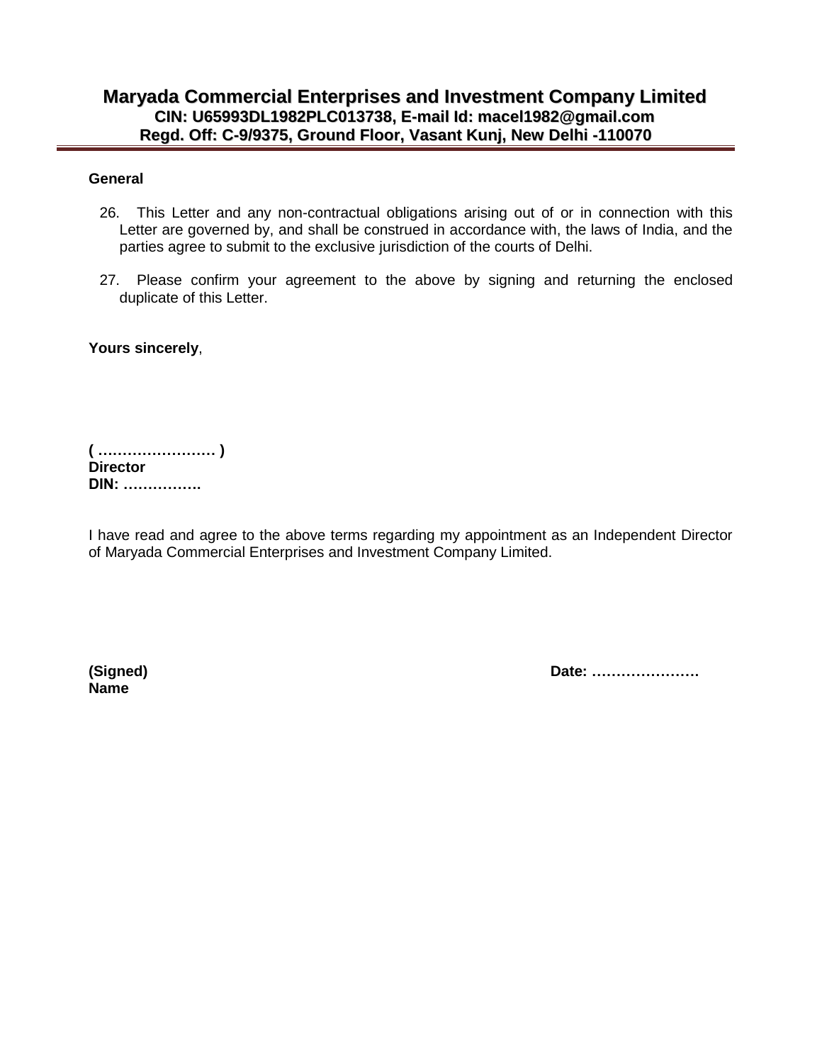# Maryada Commercial Enterprises and Investment Company Limited

**CIN: U65993DL1982PLC013738, E-mail Id: macel1982@gmail.com**
**Regd. Off: C-9/9375, Ground Floor, Vasant Kunj, New Delhi -110070**

**General**

26. This Letter and any non-contractual obligations arising out of or in connection with this Letter are governed by, and shall be construed in accordance with, the laws of India, and the parties agree to submit to the exclusive jurisdiction of the courts of Delhi.

27. Please confirm your agreement to the above by signing and returning the enclosed duplicate of this Letter.

**Yours sincerely**,

**( …………………… )**
**Director**
**DIN: …………….**

I have read and agree to the above terms regarding my appointment as an Independent Director of Maryada Commercial Enterprises and Investment Company Limited.

**(Signed)** **Date: ………………….**
**Name**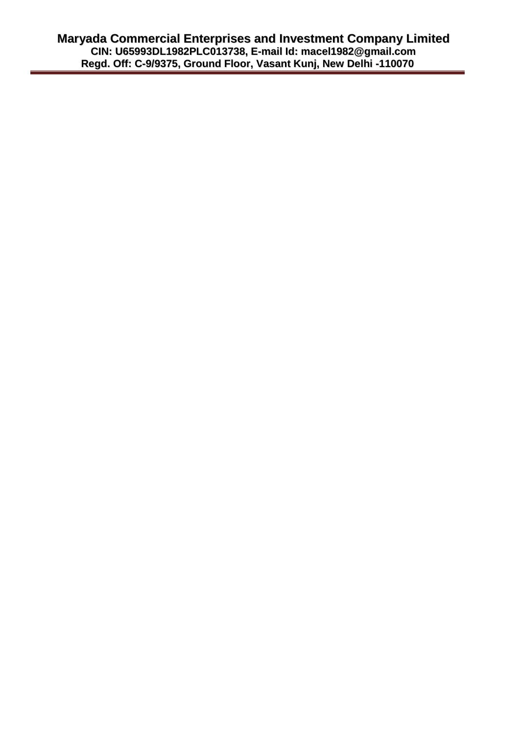**Maryada Commercial Enterprises and Investment Company Limited**
**CIN: U65993DL1982PLC013738, E-mail Id: macel1982@gmail.com**
**Regd. Off: C-9/9375, Ground Floor, Vasant Kunj, New Delhi -110070**